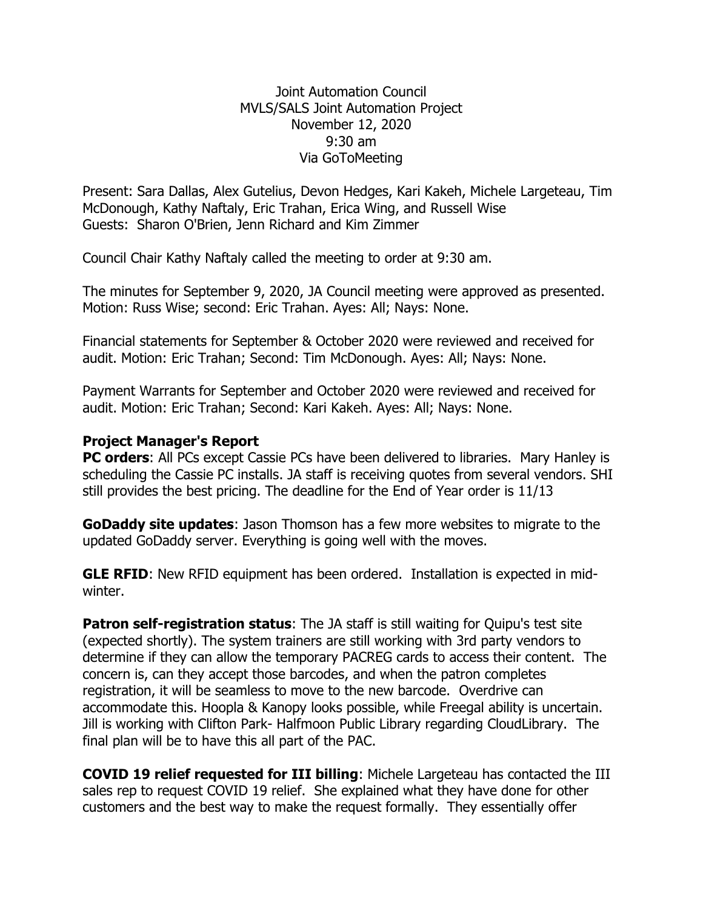Joint Automation Council
MVLS/SALS Joint Automation Project
November 12, 2020
9:30 am
Via GoToMeeting

Present: Sara Dallas, Alex Gutelius, Devon Hedges, Kari Kakeh, Michele Largeteau, Tim McDonough, Kathy Naftaly, Eric Trahan, Erica Wing, and Russell Wise
Guests: Sharon O'Brien, Jenn Richard and Kim Zimmer

Council Chair Kathy Naftaly called the meeting to order at 9:30 am.

The minutes for September 9, 2020, JA Council meeting were approved as presented. Motion: Russ Wise; second: Eric Trahan. Ayes: All; Nays: None.

Financial statements for September & October 2020 were reviewed and received for audit. Motion: Eric Trahan; Second: Tim McDonough. Ayes: All; Nays: None.

Payment Warrants for September and October 2020 were reviewed and received for audit. Motion: Eric Trahan; Second: Kari Kakeh. Ayes: All; Nays: None.

**Project Manager's Report**

**PC orders**: All PCs except Cassie PCs have been delivered to libraries. Mary Hanley is scheduling the Cassie PC installs. JA staff is receiving quotes from several vendors. SHI still provides the best pricing. The deadline for the End of Year order is 11/13

**GoDaddy site updates**: Jason Thomson has a few more websites to migrate to the updated GoDaddy server. Everything is going well with the moves.

**GLE RFID**: New RFID equipment has been ordered. Installation is expected in mid-winter.

**Patron self-registration status**: The JA staff is still waiting for Quipu's test site (expected shortly). The system trainers are still working with 3rd party vendors to determine if they can allow the temporary PACREG cards to access their content. The concern is, can they accept those barcodes, and when the patron completes registration, it will be seamless to move to the new barcode. Overdrive can accommodate this. Hoopla & Kanopy looks possible, while Freegal ability is uncertain. Jill is working with Clifton Park- Halfmoon Public Library regarding CloudLibrary. The final plan will be to have this all part of the PAC.

**COVID 19 relief requested for III billing**: Michele Largeteau has contacted the III sales rep to request COVID 19 relief. She explained what they have done for other customers and the best way to make the request formally. They essentially offer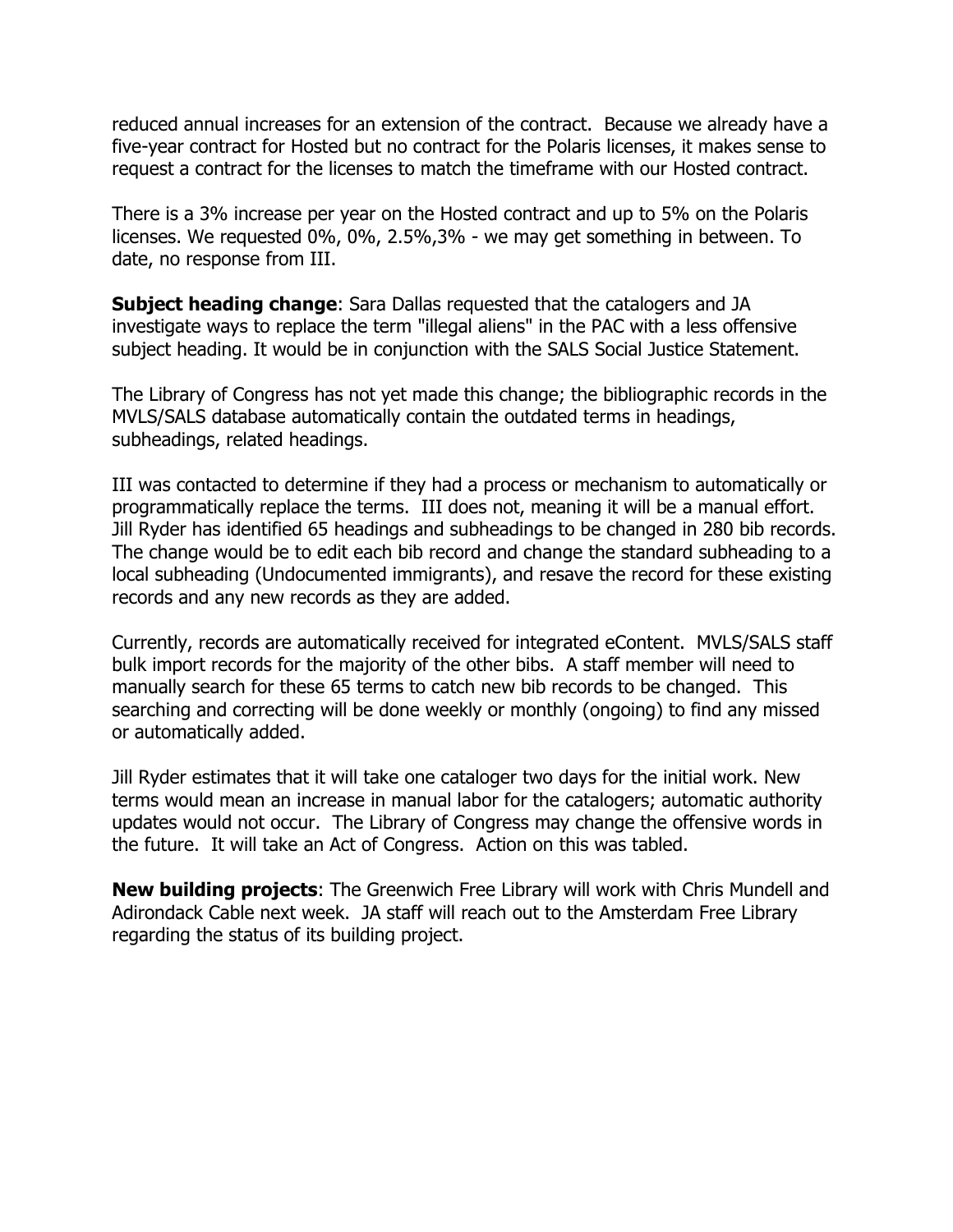reduced annual increases for an extension of the contract. Because we already have a five-year contract for Hosted but no contract for the Polaris licenses, it makes sense to request a contract for the licenses to match the timeframe with our Hosted contract.

There is a 3% increase per year on the Hosted contract and up to 5% on the Polaris licenses. We requested 0%, 0%, 2.5%,3% - we may get something in between. To date, no response from III.

**Subject heading change**: Sara Dallas requested that the catalogers and JA investigate ways to replace the term "illegal aliens" in the PAC with a less offensive subject heading. It would be in conjunction with the SALS Social Justice Statement.

The Library of Congress has not yet made this change; the bibliographic records in the MVLS/SALS database automatically contain the outdated terms in headings, subheadings, related headings.

III was contacted to determine if they had a process or mechanism to automatically or programmatically replace the terms. III does not, meaning it will be a manual effort. Jill Ryder has identified 65 headings and subheadings to be changed in 280 bib records. The change would be to edit each bib record and change the standard subheading to a local subheading (Undocumented immigrants), and resave the record for these existing records and any new records as they are added.

Currently, records are automatically received for integrated eContent. MVLS/SALS staff bulk import records for the majority of the other bibs. A staff member will need to manually search for these 65 terms to catch new bib records to be changed. This searching and correcting will be done weekly or monthly (ongoing) to find any missed or automatically added.

Jill Ryder estimates that it will take one cataloger two days for the initial work. New terms would mean an increase in manual labor for the catalogers; automatic authority updates would not occur. The Library of Congress may change the offensive words in the future. It will take an Act of Congress. Action on this was tabled.

**New building projects**: The Greenwich Free Library will work with Chris Mundell and Adirondack Cable next week. JA staff will reach out to the Amsterdam Free Library regarding the status of its building project.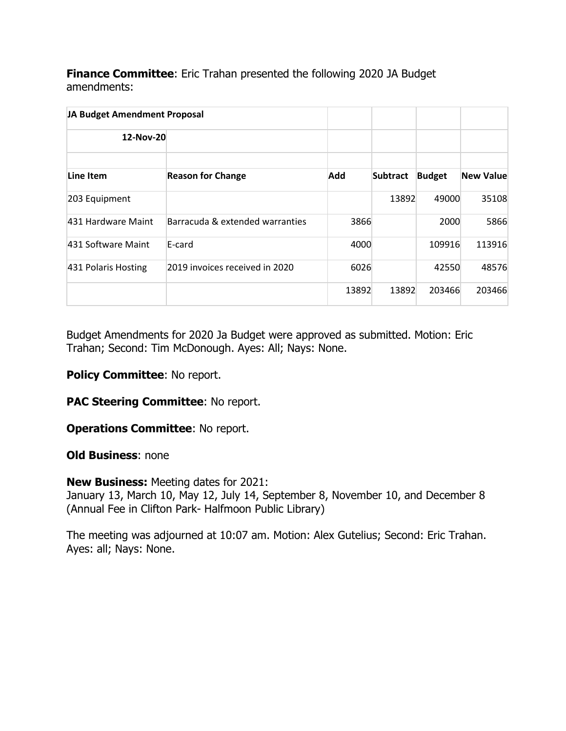**Finance Committee**: Eric Trahan presented the following 2020 JA Budget amendments:

| JA Budget Amendment Proposal | | | | | |
|---|---|---|---|---|---|
| 12-Nov-20 | | | | | |
| | | | | | |
| **Line Item** | **Reason for Change** | **Add** | **Subtract** | **Budget** | **New Value** |
| 203 Equipment | | | 13892 | 49000 | 35108 |
| 431 Hardware Maint | Barracuda & extended warranties | 3866 | | 2000 | 5866 |
| 431 Software Maint | E-card | 4000 | | 109916 | 113916 |
| 431 Polaris Hosting | 2019 invoices received in 2020 | 6026 | | 42550 | 48576 |
| | | 13892 | 13892 | 203466 | 203466 |

Budget Amendments for 2020 Ja Budget were approved as submitted. Motion: Eric Trahan; Second: Tim McDonough. Ayes: All; Nays: None.

**Policy Committee**: No report.

**PAC Steering Committee**: No report.

**Operations Committee**: No report.

**Old Business**: none

**New Business:** Meeting dates for 2021:
January 13, March 10, May 12, July 14, September 8, November 10, and December 8 (Annual Fee in Clifton Park- Halfmoon Public Library)

The meeting was adjourned at 10:07 am. Motion: Alex Gutelius; Second: Eric Trahan. Ayes: all; Nays: None.